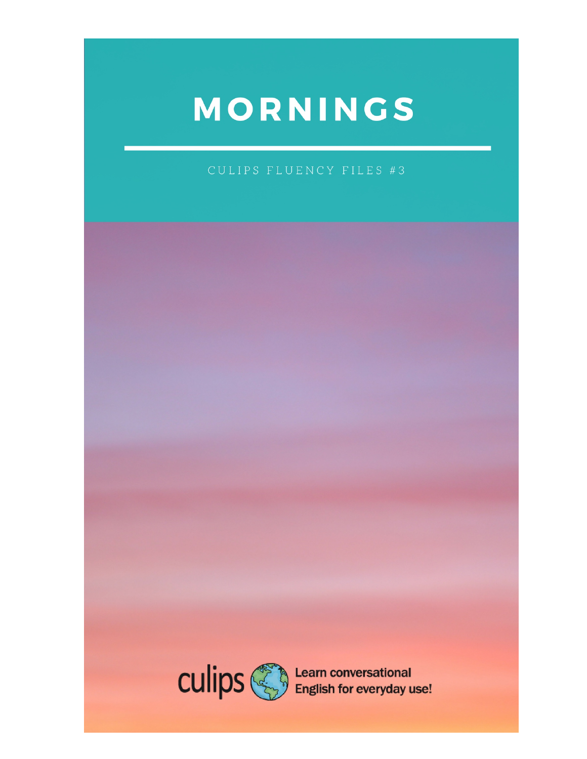# MORNINGS

CULIPS FLUENCY FILES #3

culips

Learn conversational English for everyday use!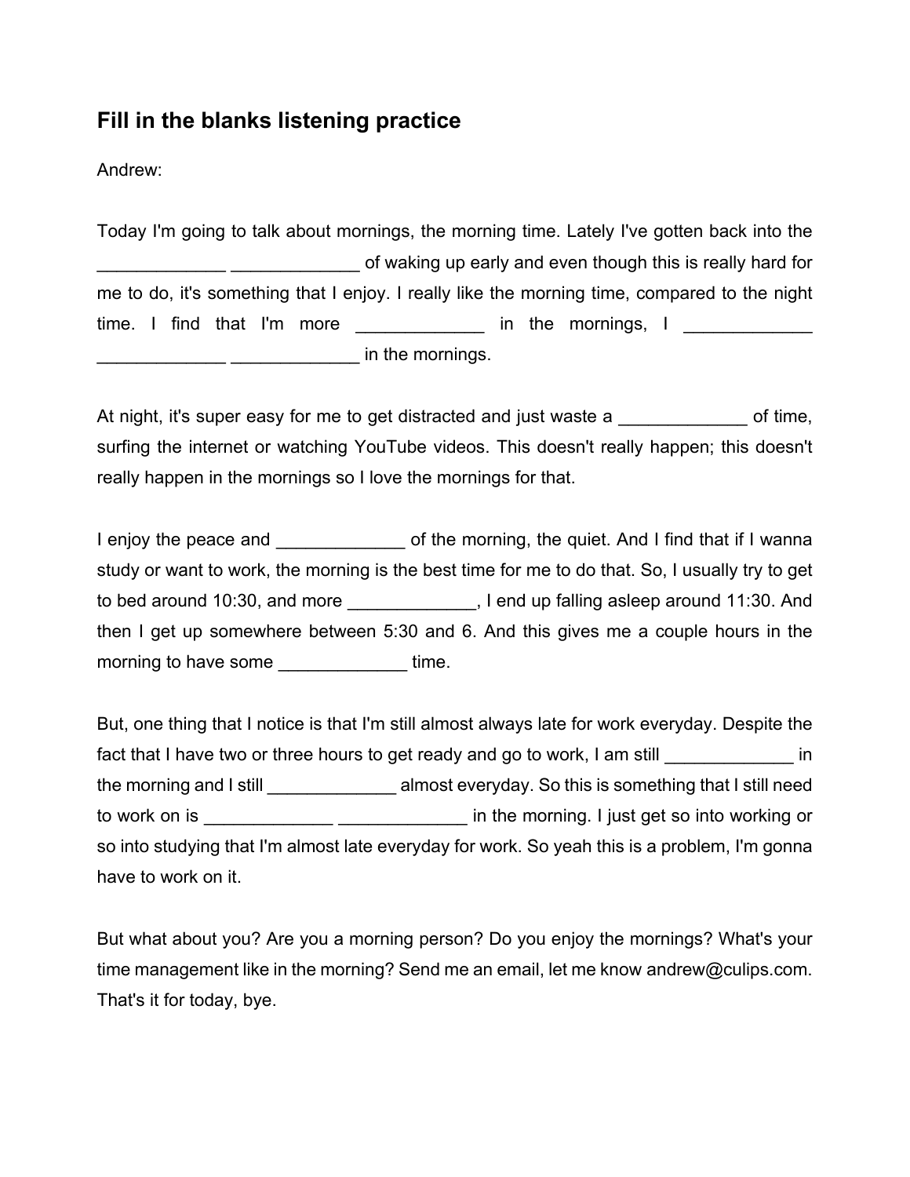## Fill in the blanks listening practice

Andrew:

Today I'm going to talk about mornings, the morning time. Lately I've gotten back into the _____________ _____________ of waking up early and even though this is really hard for me to do, it's something that I enjoy. I really like the morning time, compared to the night time. I find that I'm more _____________ in the mornings, I _____________ _____________ _____________ in the mornings.

At night, it's super easy for me to get distracted and just waste a _____________ of time, surfing the internet or watching YouTube videos. This doesn't really happen; this doesn't really happen in the mornings so I love the mornings for that.

I enjoy the peace and _____________ of the morning, the quiet. And I find that if I wanna study or want to work, the morning is the best time for me to do that. So, I usually try to get to bed around 10:30, and more _____________, I end up falling asleep around 11:30. And then I get up somewhere between 5:30 and 6. And this gives me a couple hours in the morning to have some _____________ time.

But, one thing that I notice is that I'm still almost always late for work everyday. Despite the fact that I have two or three hours to get ready and go to work, I am still _____________ in the morning and I still _____________ almost everyday. So this is something that I still need to work on is _____________ _____________ in the morning. I just get so into working or so into studying that I'm almost late everyday for work. So yeah this is a problem, I'm gonna have to work on it.

But what about you? Are you a morning person? Do you enjoy the mornings? What's your time management like in the morning? Send me an email, let me know andrew@culips.com. That's it for today, bye.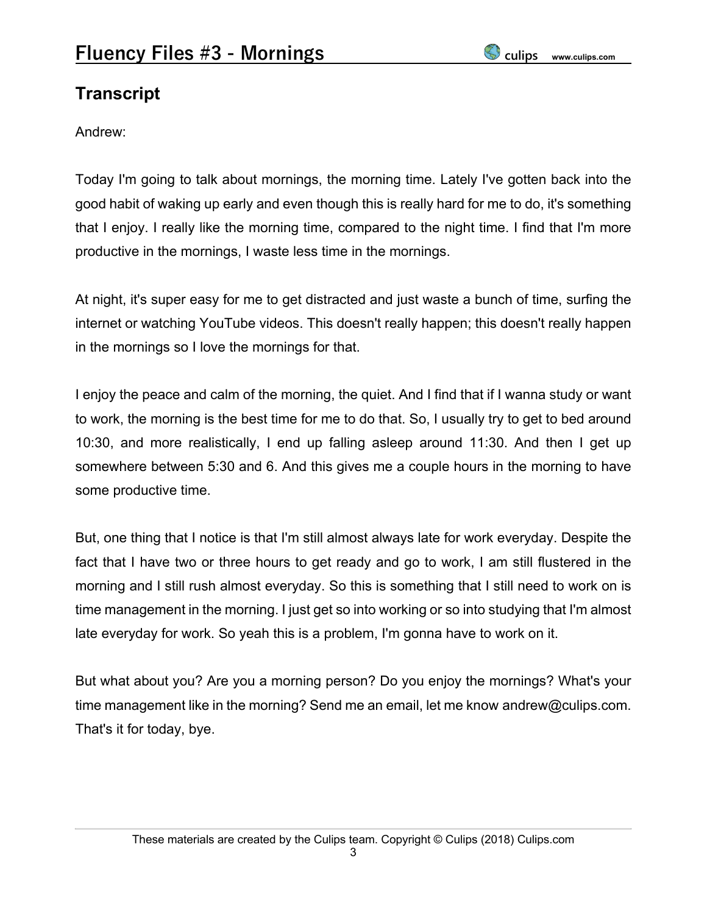## Transcript

Andrew:

Today I'm going to talk about mornings, the morning time. Lately I've gotten back into the good habit of waking up early and even though this is really hard for me to do, it's something that I enjoy. I really like the morning time, compared to the night time. I find that I'm more productive in the mornings, I waste less time in the mornings.

At night, it's super easy for me to get distracted and just waste a bunch of time, surfing the internet or watching YouTube videos. This doesn't really happen; this doesn't really happen in the mornings so I love the mornings for that.

I enjoy the peace and calm of the morning, the quiet. And I find that if I wanna study or want to work, the morning is the best time for me to do that. So, I usually try to get to bed around 10:30, and more realistically, I end up falling asleep around 11:30. And then I get up somewhere between 5:30 and 6. And this gives me a couple hours in the morning to have some productive time.

But, one thing that I notice is that I'm still almost always late for work everyday. Despite the fact that I have two or three hours to get ready and go to work, I am still flustered in the morning and I still rush almost everyday. So this is something that I still need to work on is time management in the morning. I just get so into working or so into studying that I'm almost late everyday for work. So yeah this is a problem, I'm gonna have to work on it.

But what about you? Are you a morning person? Do you enjoy the mornings? What's your time management like in the morning? Send me an email, let me know andrew@culips.com. That's it for today, bye.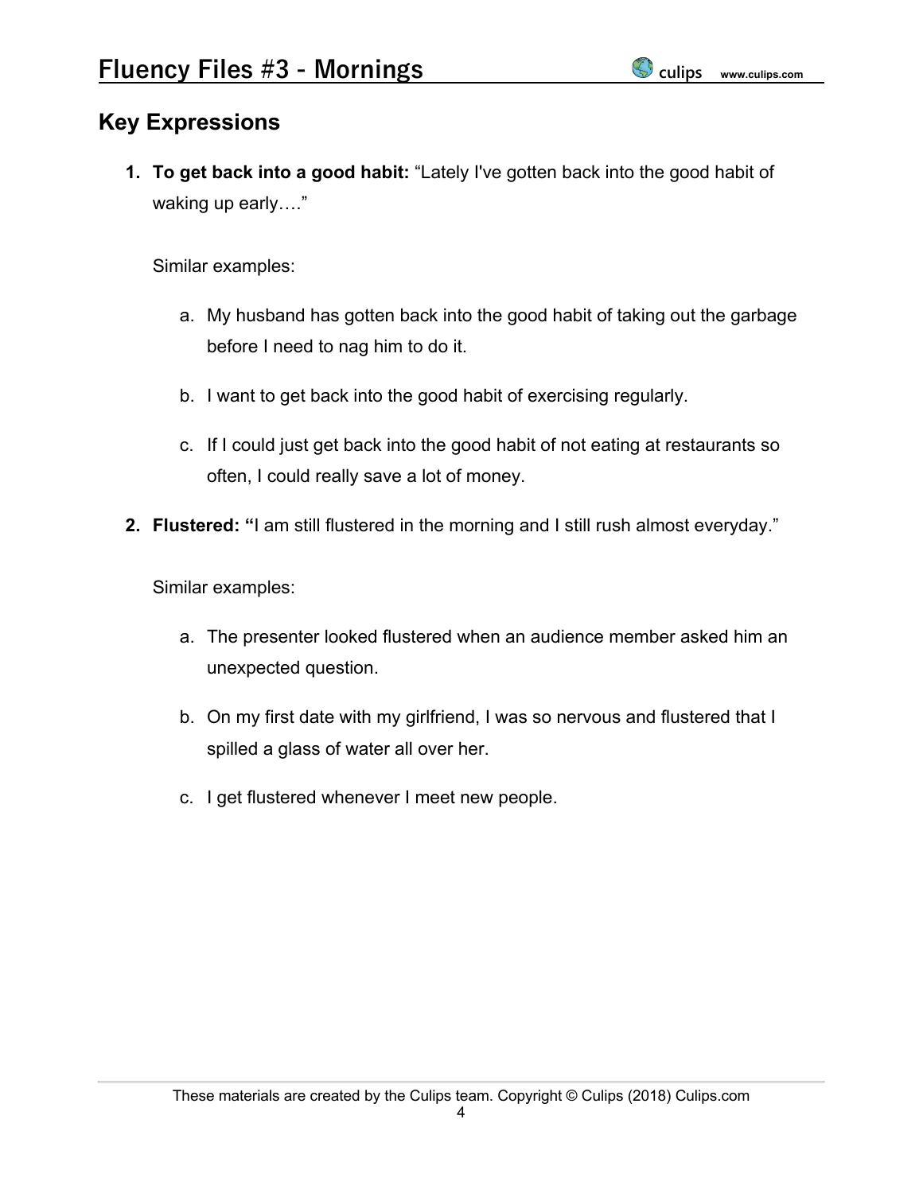## Key Expressions

1. **To get back into a good habit:** "Lately I've gotten back into the good habit of waking up early…."

   Similar examples:

   a. My husband has gotten back into the good habit of taking out the garbage before I need to nag him to do it.

   b. I want to get back into the good habit of exercising regularly.

   c. If I could just get back into the good habit of not eating at restaurants so often, I could really save a lot of money.

2. **Flustered: "**I am still flustered in the morning and I still rush almost everyday."

   Similar examples:

   a. The presenter looked flustered when an audience member asked him an unexpected question.

   b. On my first date with my girlfriend, I was so nervous and flustered that I spilled a glass of water all over her.

   c. I get flustered whenever I meet new people.